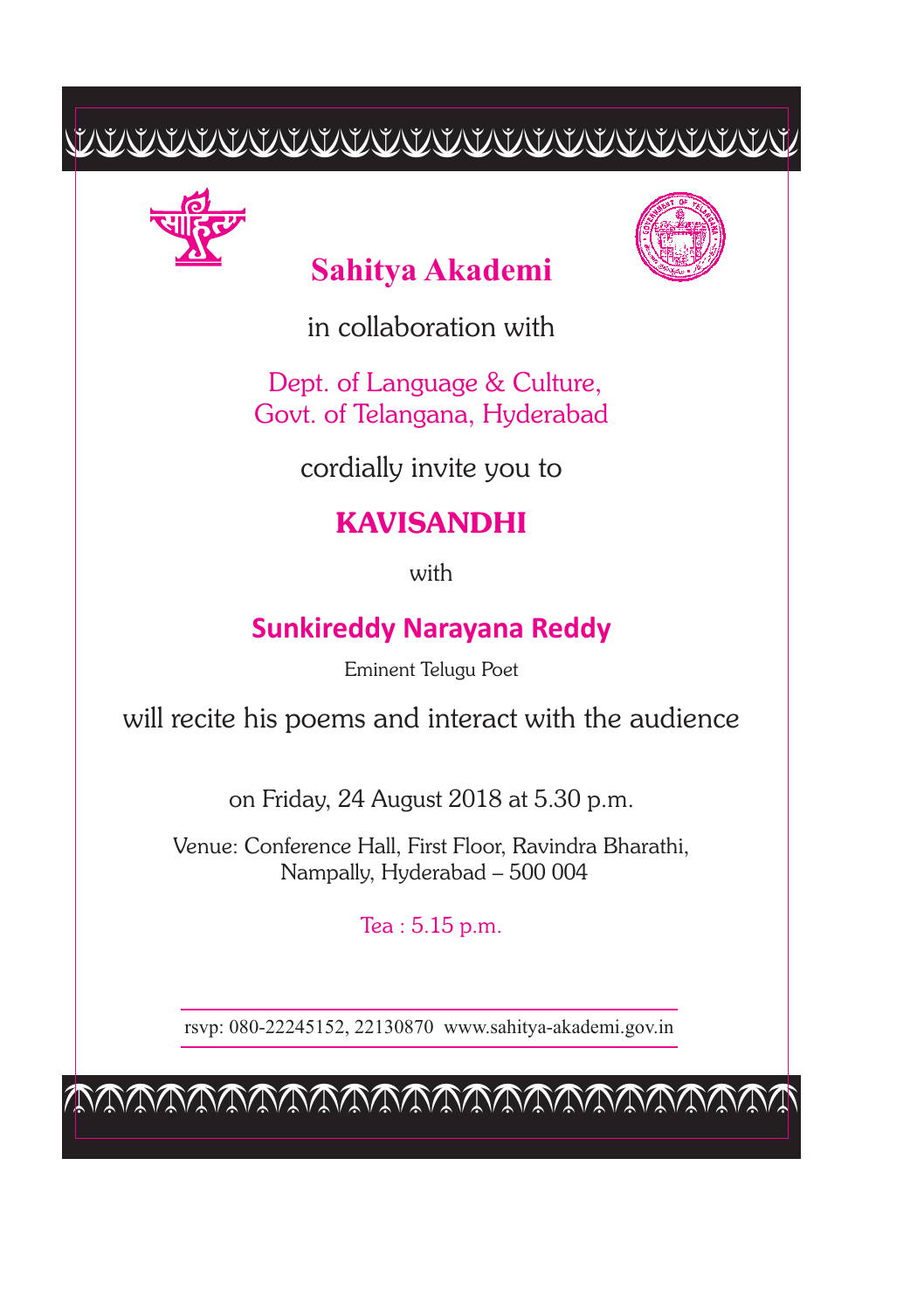# Sahitya Akademi

in collaboration with

Dept. of Language & Culture,
Govt. of Telangana, Hyderabad

cordially invite you to

## KAVISANDHI

with

### Sunkireddy Narayana Reddy

Eminent Telugu Poet

will recite his poems and interact with the audience

on Friday, 24 August 2018 at 5.30 p.m.

Venue: Conference Hall, First Floor, Ravindra Bharathi,
Nampally, Hyderabad – 500 004

Tea : 5.15 p.m.

rsvp: 080-22245152, 22130870 www.sahitya-akademi.gov.in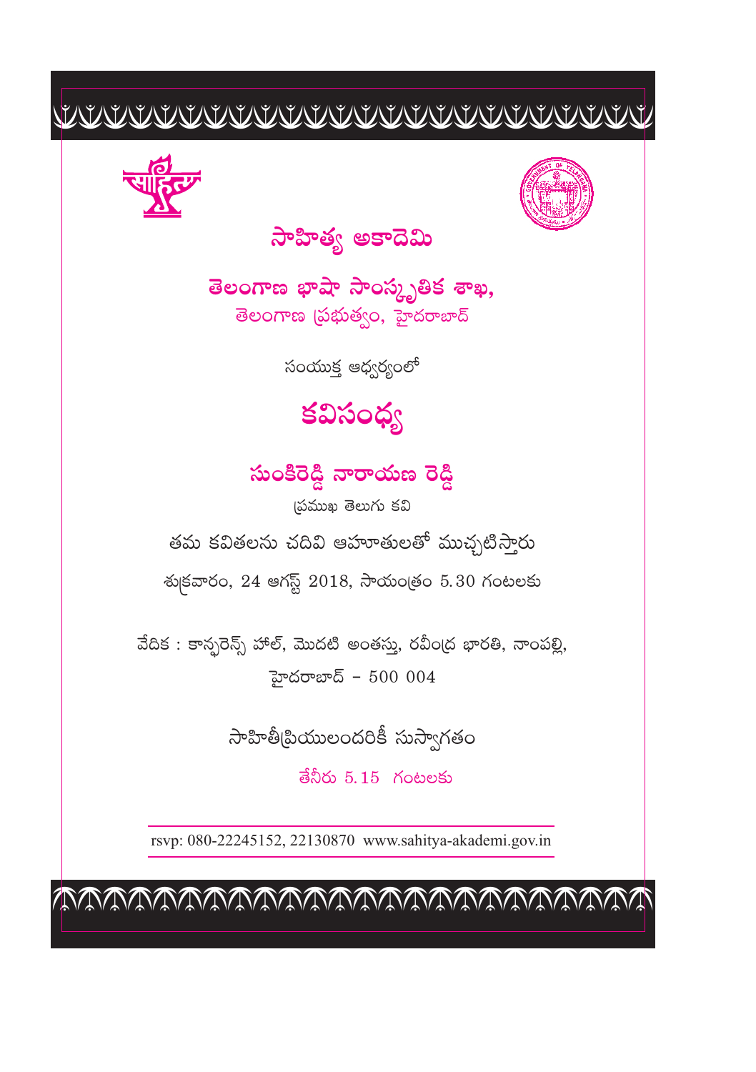# సాహిత్య అకాదెమి

## తెలంగాణ భాషా సాంస్కృతిక శాఖ,

తెలంగాణ ప్రభుత్వం, హైదరాబాద్

సంయుక్త ఆధ్వర్యంలో

# కవిసంధ్య

## సుంకిరెడ్డి నారాయణ రెడ్డి

ప్రముఖ తెలుగు కవి

తమ కవితలను చదివి ఆహూతులతో ముచ్చటిస్తారు

శుక్రవారం, 24 ఆగస్ట్ 2018, సాయంత్రం 5.30 గంటలకు

వేదిక : కాన్ఫరెన్స్ హాల్, మొదటి అంతస్తు, రవీంద్ర భారతి, నాంపల్లి,

హైదరాబాద్ – 500 004

సాహితీప్రియులందరికీ సుస్వాగతం

తేనీరు 5.15 గంటలకు

rsvp: 080-22245152, 22130870 www.sahitya-akademi.gov.in